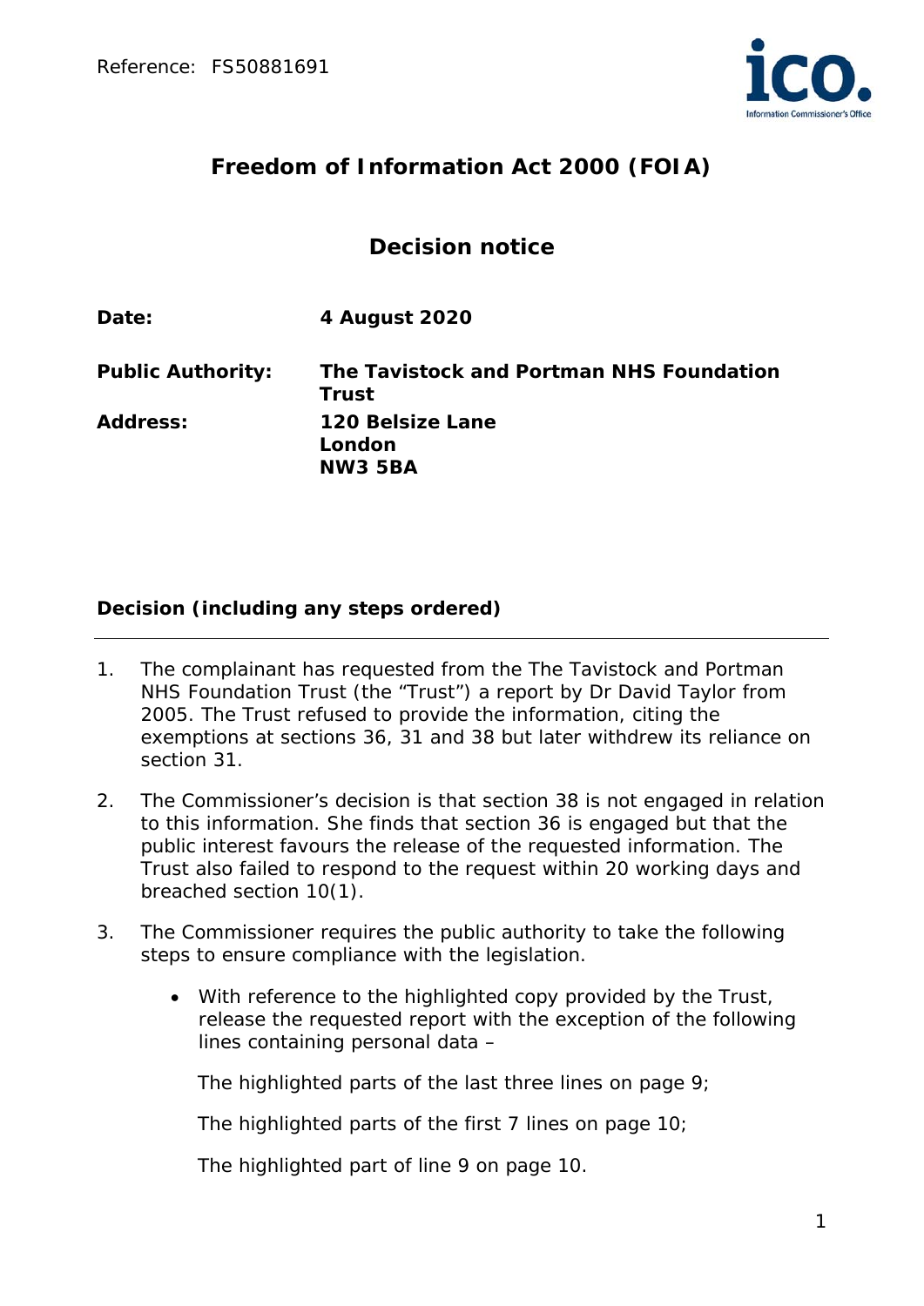Reference: FS50881691

# Freedom of Information Act 2000 (FOIA)

## Decision notice

| | |
|---|---|
| **Date:** | **4 August 2020** |
| **Public Authority:** | **The Tavistock and Portman NHS Foundation Trust** |
| **Address:** | **120 Belsize Lane London NW3 5BA** |

### Decision (including any steps ordered)

1. The complainant has requested from the The Tavistock and Portman NHS Foundation Trust (the "Trust") a report by Dr David Taylor from 2005. The Trust refused to provide the information, citing the exemptions at sections 36, 31 and 38 but later withdrew its reliance on section 31.

2. The Commissioner's decision is that section 38 is not engaged in relation to this information. She finds that section 36 is engaged but that the public interest favours the release of the requested information. The Trust also failed to respond to the request within 20 working days and breached section 10(1).

3. The Commissioner requires the public authority to take the following steps to ensure compliance with the legislation.

   - With reference to the highlighted copy provided by the Trust, release the requested report with the exception of the following lines containing personal data –

     The highlighted parts of the last three lines on page 9;

     The highlighted parts of the first 7 lines on page 10;

     The highlighted part of line 9 on page 10.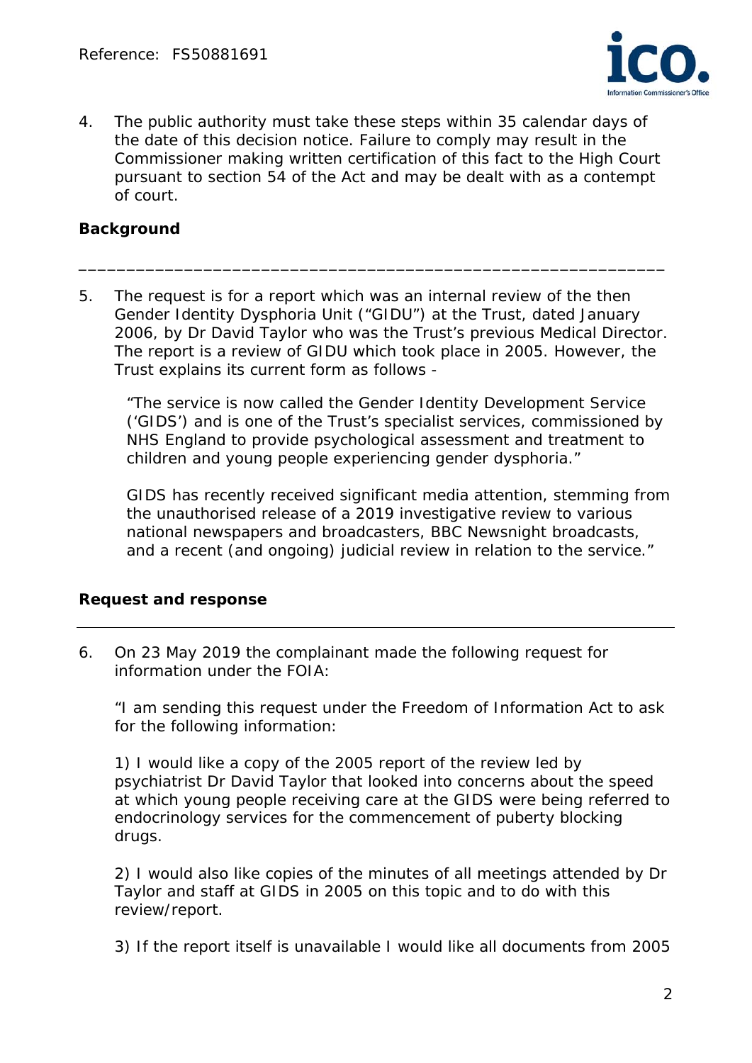4. The public authority must take these steps within 35 calendar days of the date of this decision notice. Failure to comply may result in the Commissioner making written certification of this fact to the High Court pursuant to section 54 of the Act and may be dealt with as a contempt of court.

## Background

---

5. The request is for a report which was an internal review of the then Gender Identity Dysphoria Unit ("GIDU") at the Trust, dated January 2006, by Dr David Taylor who was the Trust's previous Medical Director. The report is a review of GIDU which took place in 2005. However, the Trust explains its current form as follows -

   "The service is now called the Gender Identity Development Service ('GIDS') and is one of the Trust's specialist services, commissioned by NHS England to provide psychological assessment and treatment to children and young people experiencing gender dysphoria."

   GIDS has recently received significant media attention, stemming from the unauthorised release of a 2019 investigative review to various national newspapers and broadcasters, BBC Newsnight broadcasts, and a recent (and ongoing) judicial review in relation to the service."

## Request and response

---

6. On 23 May 2019 the complainant made the following request for information under the FOIA:

   "I am sending this request under the Freedom of Information Act to ask for the following information:

   1) I would like a copy of the 2005 report of the review led by psychiatrist Dr David Taylor that looked into concerns about the speed at which young people receiving care at the GIDS were being referred to endocrinology services for the commencement of puberty blocking drugs.

   2) I would also like copies of the minutes of all meetings attended by Dr Taylor and staff at GIDS in 2005 on this topic and to do with this review/report.

   3) If the report itself is unavailable I would like all documents from 2005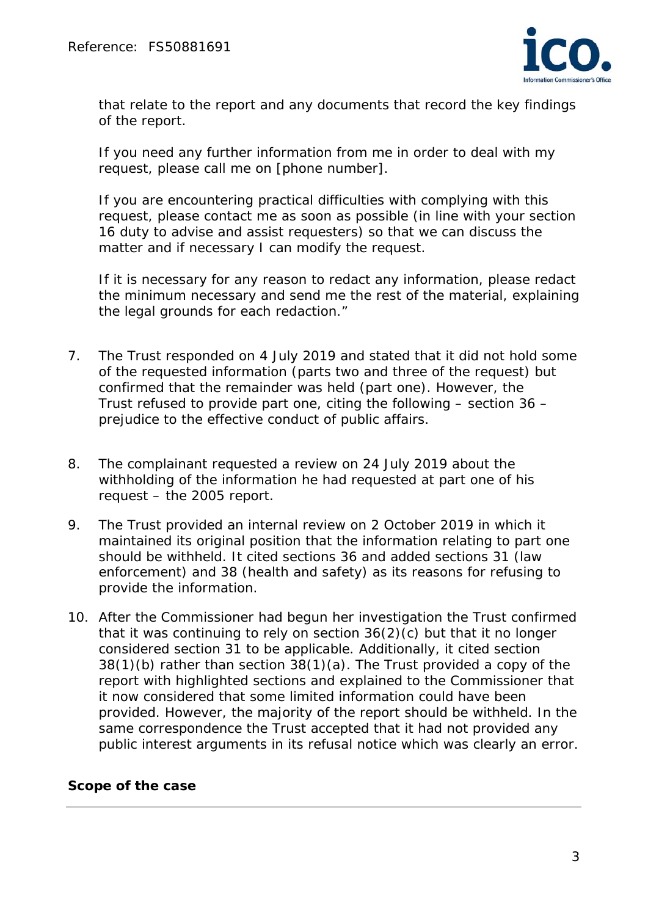that relate to the report and any documents that record the key findings of the report.

If you need any further information from me in order to deal with my request, please call me on [phone number].

If you are encountering practical difficulties with complying with this request, please contact me as soon as possible (in line with your section 16 duty to advise and assist requesters) so that we can discuss the matter and if necessary I can modify the request.

If it is necessary for any reason to redact any information, please redact the minimum necessary and send me the rest of the material, explaining the legal grounds for each redaction."

7. The Trust responded on 4 July 2019 and stated that it did not hold some of the requested information (parts two and three of the request) but confirmed that the remainder was held (part one). However, the Trust refused to provide part one, citing the following – section 36 – prejudice to the effective conduct of public affairs.

8. The complainant requested a review on 24 July 2019 about the withholding of the information he had requested at part one of his request – the 2005 report.

9. The Trust provided an internal review on 2 October 2019 in which it maintained its original position that the information relating to part one should be withheld. It cited sections 36 and added sections 31 (law enforcement) and 38 (health and safety) as its reasons for refusing to provide the information.

10. After the Commissioner had begun her investigation the Trust confirmed that it was continuing to rely on section 36(2)(c) but that it no longer considered section 31 to be applicable. Additionally, it cited section 38(1)(b) rather than section 38(1)(a). The Trust provided a copy of the report with highlighted sections and explained to the Commissioner that it now considered that some limited information could have been provided. However, the majority of the report should be withheld. In the same correspondence the Trust accepted that it had not provided any public interest arguments in its refusal notice which was clearly an error.

## Scope of the case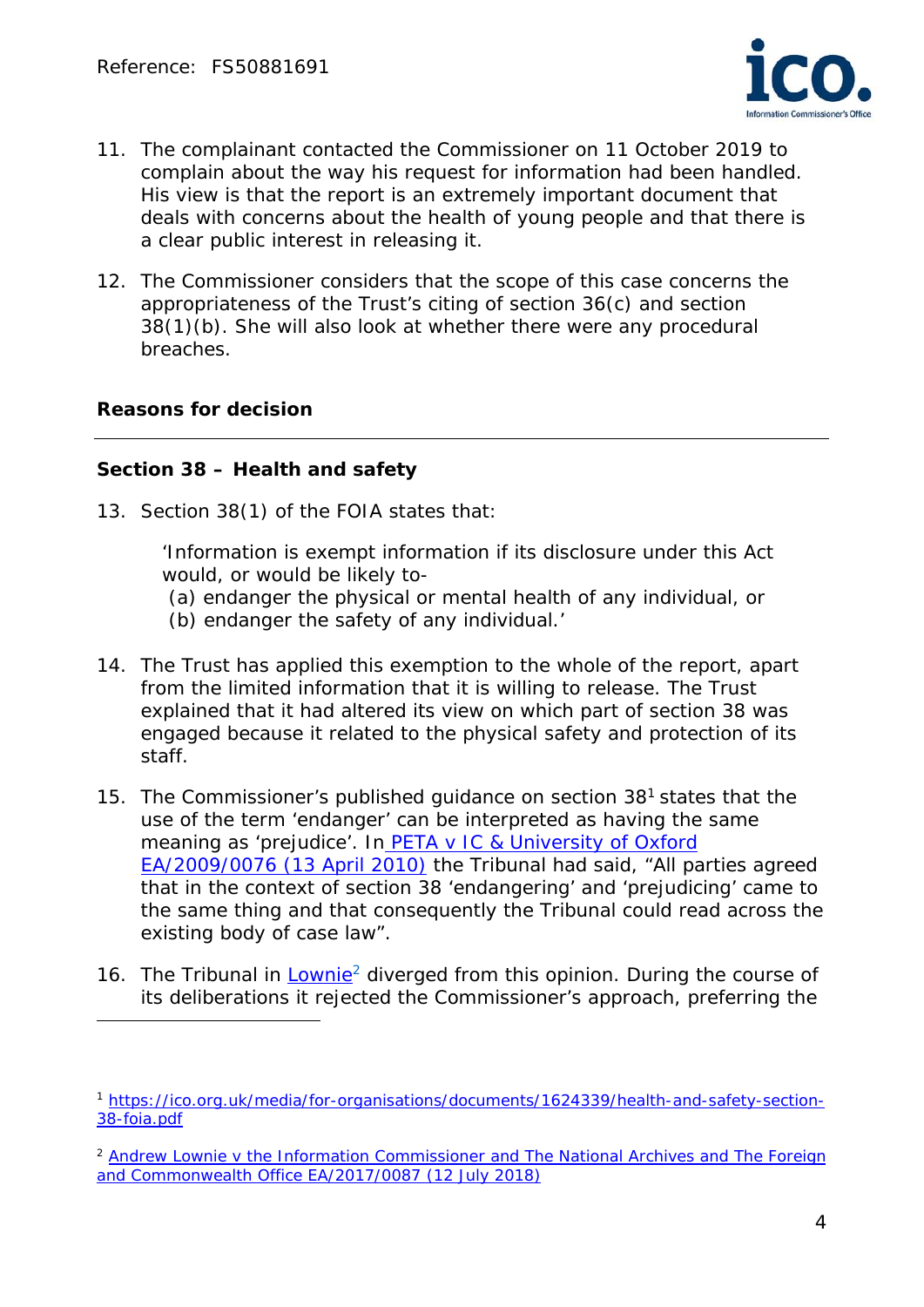11. The complainant contacted the Commissioner on 11 October 2019 to complain about the way his request for information had been handled. His view is that the report is an extremely important document that deals with concerns about the health of young people and that there is a clear public interest in releasing it.

12. The Commissioner considers that the scope of this case concerns the appropriateness of the Trust's citing of section 36(c) and section 38(1)(b). She will also look at whether there were any procedural breaches.

## Reasons for decision

### Section 38 – Health and safety

13. Section 38(1) of the FOIA states that:

    'Information is exempt information if its disclosure under this Act would, or would be likely to-
    (a) endanger the physical or mental health of any individual, or
    (b) endanger the safety of any individual.'

14. The Trust has applied this exemption to the whole of the report, apart from the limited information that it is willing to release. The Trust explained that it had altered its view on which part of section 38 was engaged because it related to the physical safety and protection of its staff.

15. The Commissioner's published guidance on section 38[1] states that the use of the term 'endanger' can be interpreted as having the same meaning as 'prejudice'. In PETA v IC & University of Oxford EA/2009/0076 (13 April 2010) the Tribunal had said, "All parties agreed that in the context of section 38 'endangering' and 'prejudicing' came to the same thing and that consequently the Tribunal could read across the existing body of case law".

16. The Tribunal in Lownie[2] diverged from this opinion. During the course of its deliberations it rejected the Commissioner's approach, preferring the

---

[1] https://ico.org.uk/media/for-organisations/documents/1624339/health-and-safety-section-38-foia.pdf

[2] Andrew Lownie v the Information Commissioner and The National Archives and The Foreign and Commonwealth Office EA/2017/0087 (12 July 2018)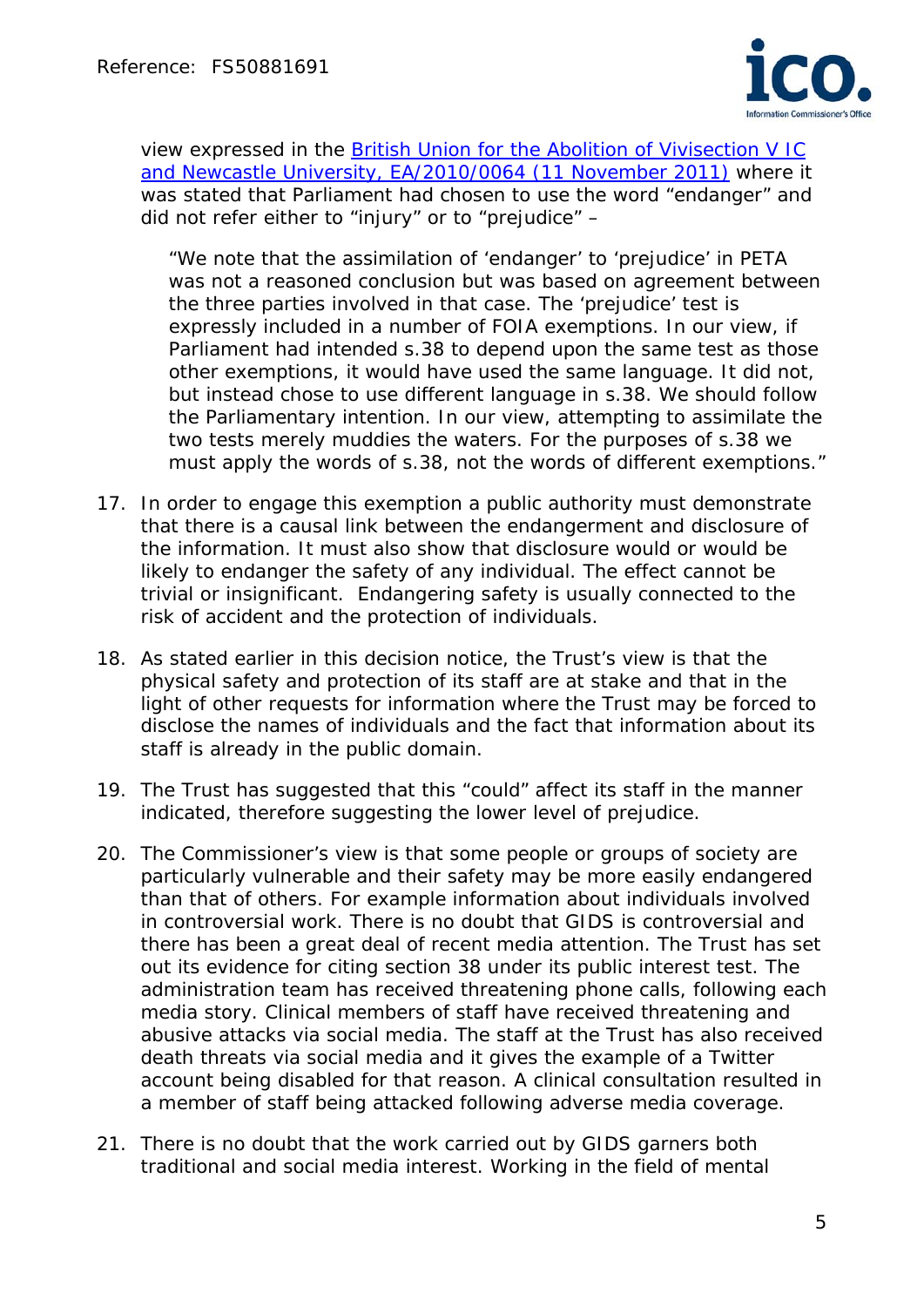view expressed in the [British Union for the Abolition of Vivisection V IC and Newcastle University, EA/2010/0064 (11 November 2011)](#) where it was stated that Parliament had chosen to use the word "endanger" and did not refer either to "injury" or to "prejudice" –

> "We note that the assimilation of 'endanger' to 'prejudice' in PETA was not a reasoned conclusion but was based on agreement between the three parties involved in that case. The 'prejudice' test is expressly included in a number of FOIA exemptions. In our view, if Parliament had intended s.38 to depend upon the same test as those other exemptions, it would have used the same language. It did not, but instead chose to use different language in s.38. We should follow the Parliamentary intention. In our view, attempting to assimilate the two tests merely muddies the waters. For the purposes of s.38 we must apply the words of s.38, not the words of different exemptions."

17. In order to engage this exemption a public authority must demonstrate that there is a causal link between the endangerment and disclosure of the information. It must also show that disclosure would or would be likely to endanger the safety of any individual. The effect cannot be trivial or insignificant. Endangering safety is usually connected to the risk of accident and the protection of individuals.

18. As stated earlier in this decision notice, the Trust's view is that the physical safety and protection of its staff are at stake and that in the light of other requests for information where the Trust may be forced to disclose the names of individuals and the fact that information about its staff is already in the public domain.

19. The Trust has suggested that this "could" affect its staff in the manner indicated, therefore suggesting the lower level of prejudice.

20. The Commissioner's view is that some people or groups of society are particularly vulnerable and their safety may be more easily endangered than that of others. For example information about individuals involved in controversial work. There is no doubt that GIDS is controversial and there has been a great deal of recent media attention. The Trust has set out its evidence for citing section 38 under its public interest test. The administration team has received threatening phone calls, following each media story. Clinical members of staff have received threatening and abusive attacks via social media. The staff at the Trust has also received death threats via social media and it gives the example of a Twitter account being disabled for that reason. A clinical consultation resulted in a member of staff being attacked following adverse media coverage.

21. There is no doubt that the work carried out by GIDS garners both traditional and social media interest. Working in the field of mental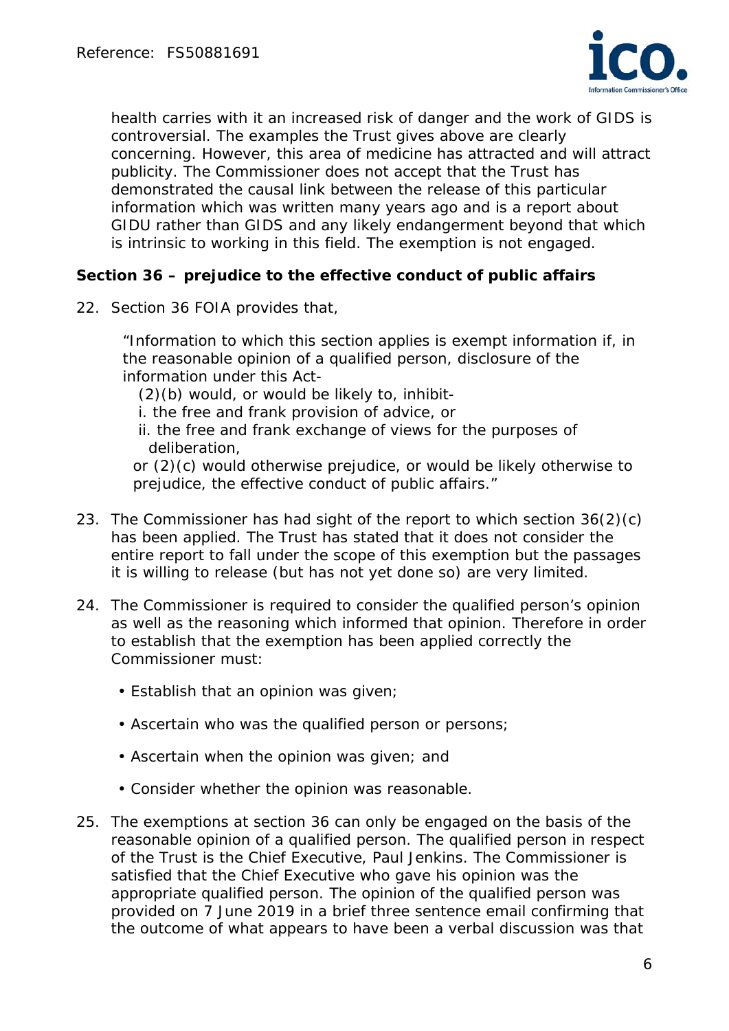health carries with it an increased risk of danger and the work of GIDS is controversial. The examples the Trust gives above are clearly concerning. However, this area of medicine has attracted and will attract publicity. The Commissioner does not accept that the Trust has demonstrated the causal link between the release of this particular information which was written many years ago and is a report about GIDU rather than GIDS and any likely endangerment beyond that which is intrinsic to working in this field. The exemption is not engaged.

**Section 36 – prejudice to the effective conduct of public affairs**

22. Section 36 FOIA provides that,

    "Information to which this section applies is exempt information if, in the reasonable opinion of a qualified person, disclosure of the information under this Act-
    (2)(b) would, or would be likely to, inhibit-
    i. the free and frank provision of advice, or
    ii. the free and frank exchange of views for the purposes of deliberation,
    or (2)(c) would otherwise prejudice, or would be likely otherwise to prejudice, the effective conduct of public affairs."

23. The Commissioner has had sight of the report to which section 36(2)(c) has been applied. The Trust has stated that it does not consider the entire report to fall under the scope of this exemption but the passages it is willing to release (but has not yet done so) are very limited.

24. The Commissioner is required to consider the qualified person's opinion as well as the reasoning which informed that opinion. Therefore in order to establish that the exemption has been applied correctly the Commissioner must:

    - Establish that an opinion was given;
    - Ascertain who was the qualified person or persons;
    - Ascertain when the opinion was given; and
    - Consider whether the opinion was reasonable.

25. The exemptions at section 36 can only be engaged on the basis of the reasonable opinion of a qualified person. The qualified person in respect of the Trust is the Chief Executive, Paul Jenkins. The Commissioner is satisfied that the Chief Executive who gave his opinion was the appropriate qualified person. The opinion of the qualified person was provided on 7 June 2019 in a brief three sentence email confirming that the outcome of what appears to have been a verbal discussion was that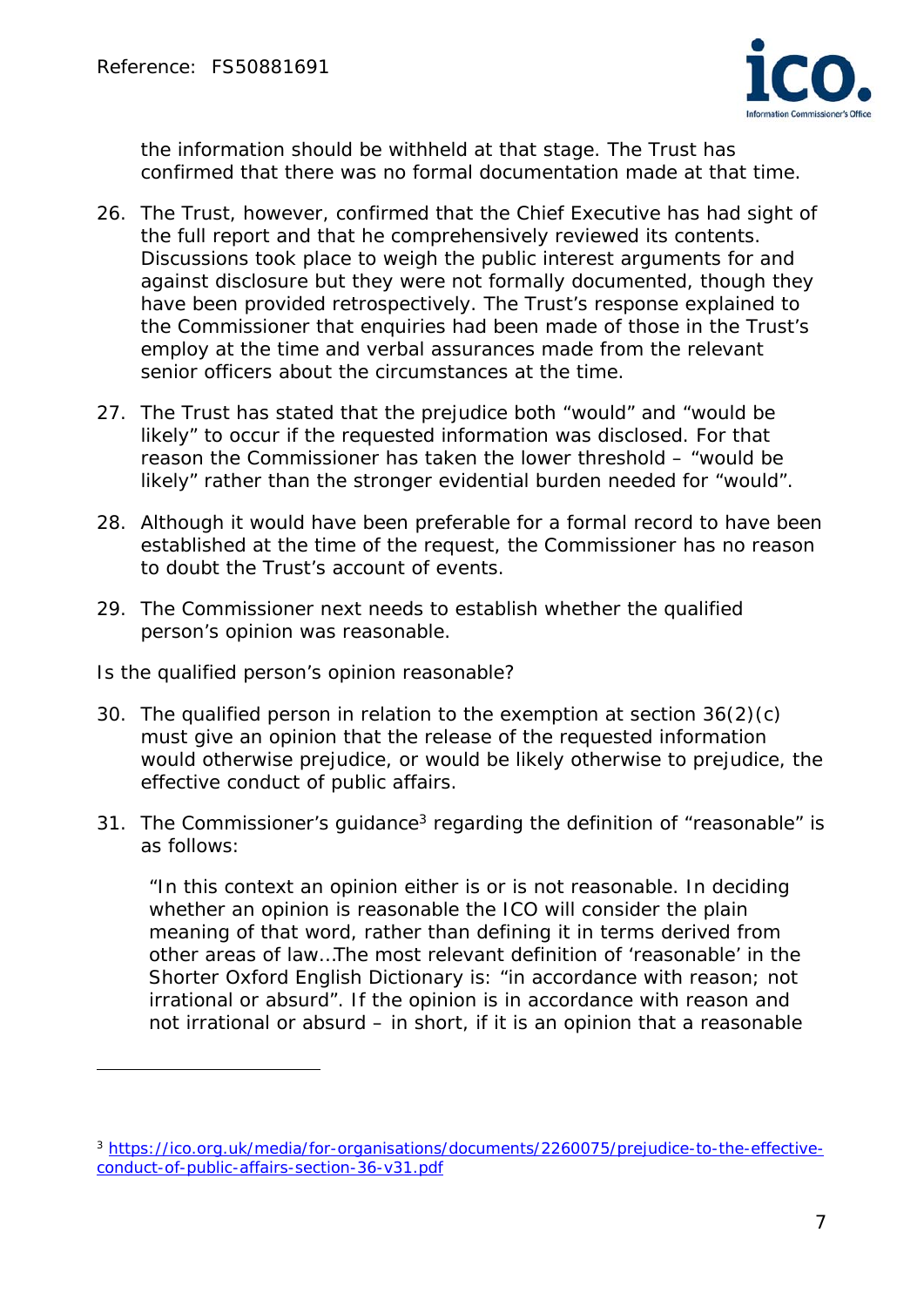the information should be withheld at that stage. The Trust has confirmed that there was no formal documentation made at that time.

26. The Trust, however, confirmed that the Chief Executive has had sight of the full report and that he comprehensively reviewed its contents. Discussions took place to weigh the public interest arguments for and against disclosure but they were not formally documented, though they have been provided retrospectively. The Trust's response explained to the Commissioner that enquiries had been made of those in the Trust's employ at the time and verbal assurances made from the relevant senior officers about the circumstances at the time.

27. The Trust has stated that the prejudice both "would" and "would be likely" to occur if the requested information was disclosed. For that reason the Commissioner has taken the lower threshold – "would be likely" rather than the stronger evidential burden needed for "would".

28. Although it would have been preferable for a formal record to have been established at the time of the request, the Commissioner has no reason to doubt the Trust's account of events.

29. The Commissioner next needs to establish whether the qualified person's opinion was reasonable.

*Is the qualified person's opinion reasonable?*

30. The qualified person in relation to the exemption at section 36(2)(c) must give an opinion that the release of the requested information would otherwise prejudice, or would be likely otherwise to prejudice, the effective conduct of public affairs.

31. The Commissioner's guidance[3] regarding the definition of "reasonable" is as follows:

    "In this context an opinion either is or is not reasonable. In deciding whether an opinion is reasonable the ICO will consider the plain meaning of that word, rather than defining it in terms derived from other areas of law…The most relevant definition of 'reasonable' in the Shorter Oxford English Dictionary is: "in accordance with reason; not irrational or absurd". If the opinion is in accordance with reason and not irrational or absurd – in short, if it is an opinion that a reasonable

---

[3] https://ico.org.uk/media/for-organisations/documents/2260075/prejudice-to-the-effective-conduct-of-public-affairs-section-36-v31.pdf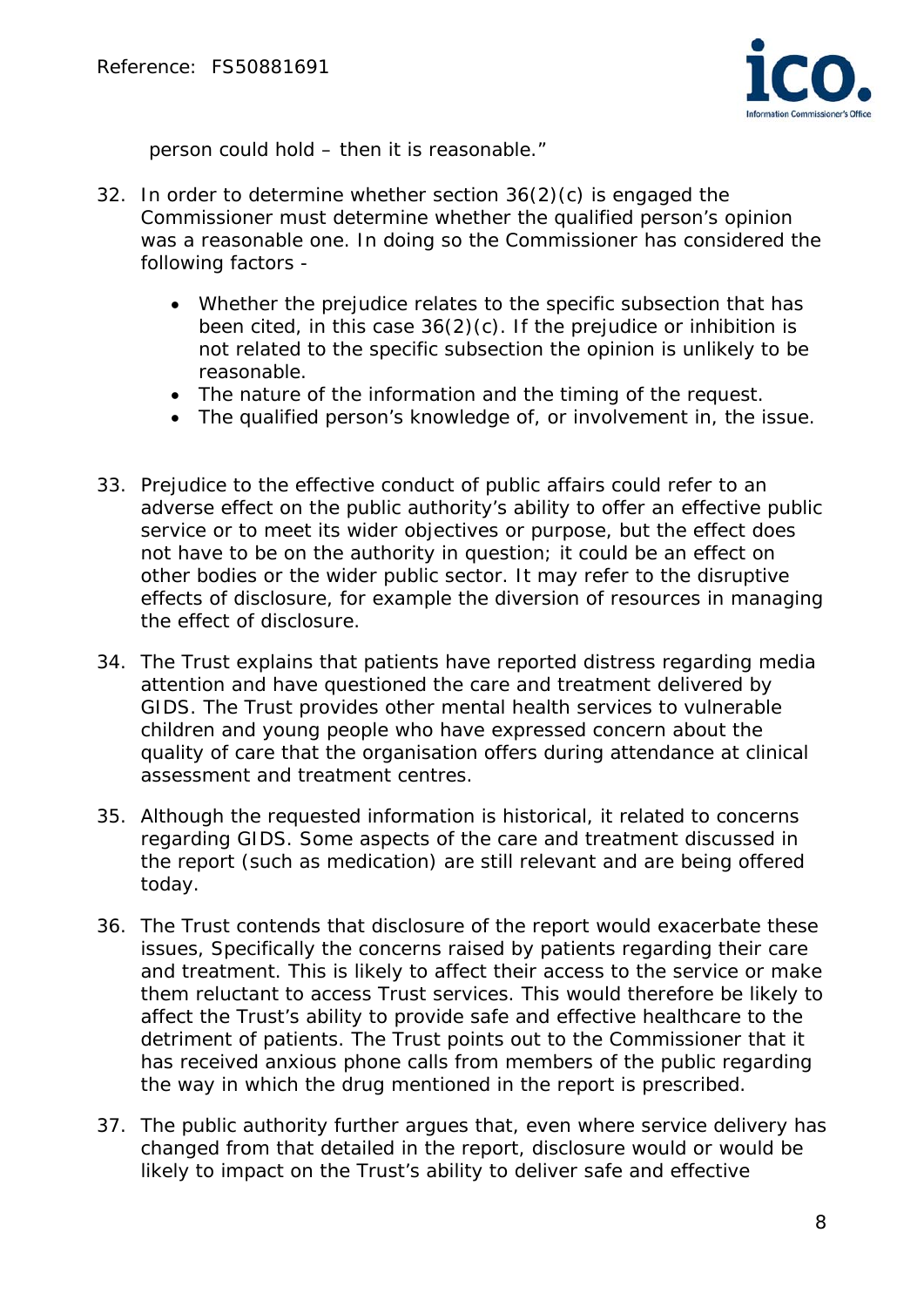person could hold – then it is reasonable."

32. In order to determine whether section 36(2)(c) is engaged the Commissioner must determine whether the qualified person's opinion was a reasonable one. In doing so the Commissioner has considered the following factors -

    - Whether the prejudice relates to the specific subsection that has been cited, in this case 36(2)(c). If the prejudice or inhibition is not related to the specific subsection the opinion is unlikely to be reasonable.
    - The nature of the information and the timing of the request.
    - The qualified person's knowledge of, or involvement in, the issue.

33. Prejudice to the effective conduct of public affairs could refer to an adverse effect on the public authority's ability to offer an effective public service or to meet its wider objectives or purpose, but the effect does not have to be on the authority in question; it could be an effect on other bodies or the wider public sector. It may refer to the disruptive effects of disclosure, for example the diversion of resources in managing the effect of disclosure.

34. The Trust explains that patients have reported distress regarding media attention and have questioned the care and treatment delivered by GIDS. The Trust provides other mental health services to vulnerable children and young people who have expressed concern about the quality of care that the organisation offers during attendance at clinical assessment and treatment centres.

35. Although the requested information is historical, it related to concerns regarding GIDS. Some aspects of the care and treatment discussed in the report (such as medication) are still relevant and are being offered today.

36. The Trust contends that disclosure of the report would exacerbate these issues, Specifically the concerns raised by patients regarding their care and treatment. This is likely to affect their access to the service or make them reluctant to access Trust services. This would therefore be likely to affect the Trust's ability to provide safe and effective healthcare to the detriment of patients. The Trust points out to the Commissioner that it has received anxious phone calls from members of the public regarding the way in which the drug mentioned in the report is prescribed.

37. The public authority further argues that, even where service delivery has changed from that detailed in the report, disclosure would or would be likely to impact on the Trust's ability to deliver safe and effective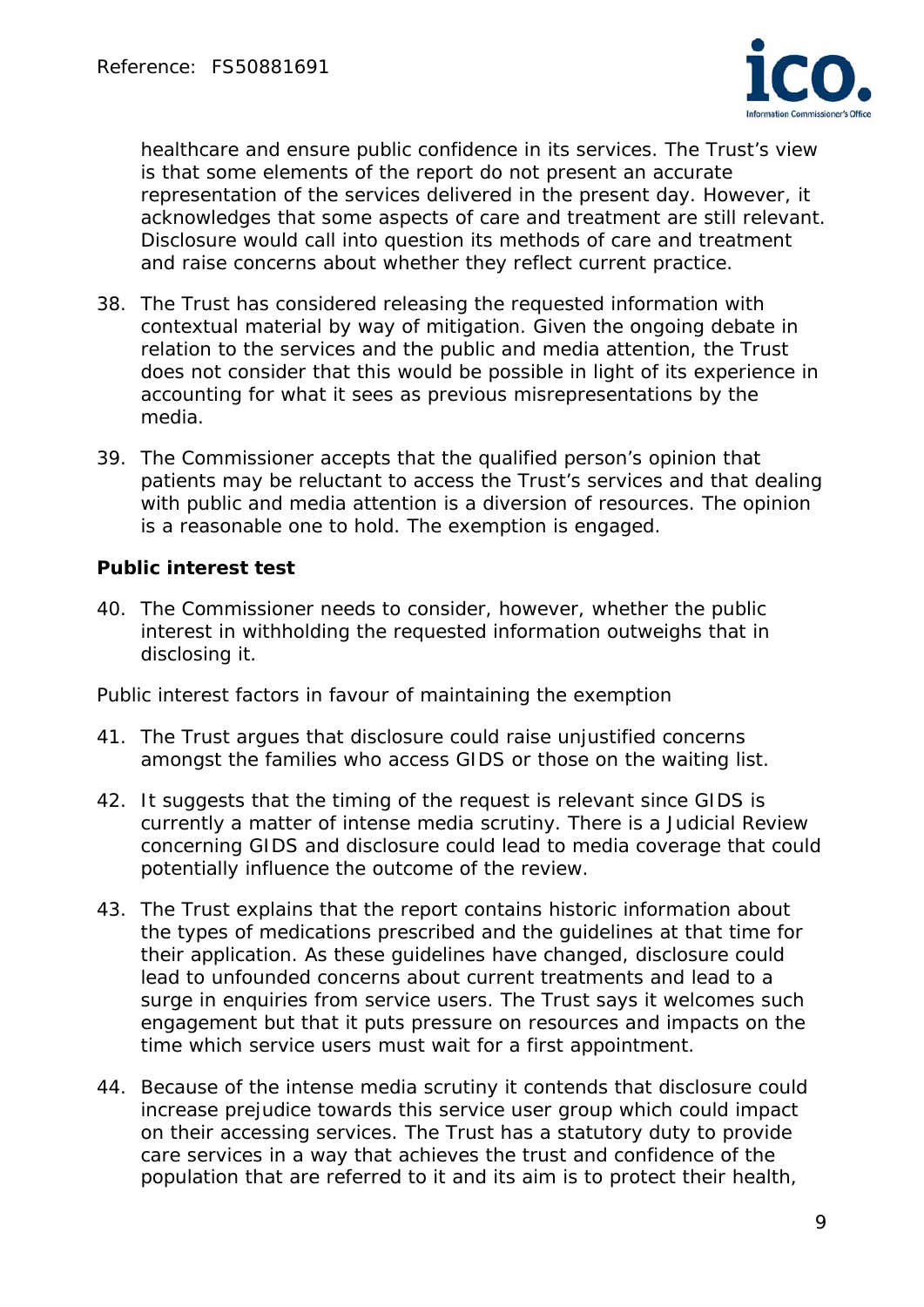healthcare and ensure public confidence in its services. The Trust's view is that some elements of the report do not present an accurate representation of the services delivered in the present day. However, it acknowledges that some aspects of care and treatment are still relevant. Disclosure would call into question its methods of care and treatment and raise concerns about whether they reflect current practice.

38. The Trust has considered releasing the requested information with contextual material by way of mitigation. Given the ongoing debate in relation to the services and the public and media attention, the Trust does not consider that this would be possible in light of its experience in accounting for what it sees as previous misrepresentations by the media.

39. The Commissioner accepts that the qualified person's opinion that patients may be reluctant to access the Trust's services and that dealing with public and media attention is a diversion of resources. The opinion is a reasonable one to hold. The exemption is engaged.

**Public interest test**

40. The Commissioner needs to consider, however, whether the public interest in withholding the requested information outweighs that in disclosing it.

Public interest factors in favour of maintaining the exemption

41. The Trust argues that disclosure could raise unjustified concerns amongst the families who access GIDS or those on the waiting list.

42. It suggests that the timing of the request is relevant since GIDS is currently a matter of intense media scrutiny. There is a Judicial Review concerning GIDS and disclosure could lead to media coverage that could potentially influence the outcome of the review.

43. The Trust explains that the report contains historic information about the types of medications prescribed and the guidelines at that time for their application. As these guidelines have changed, disclosure could lead to unfounded concerns about current treatments and lead to a surge in enquiries from service users. The Trust says it welcomes such engagement but that it puts pressure on resources and impacts on the time which service users must wait for a first appointment.

44. Because of the intense media scrutiny it contends that disclosure could increase prejudice towards this service user group which could impact on their accessing services. The Trust has a statutory duty to provide care services in a way that achieves the trust and confidence of the population that are referred to it and its aim is to protect their health,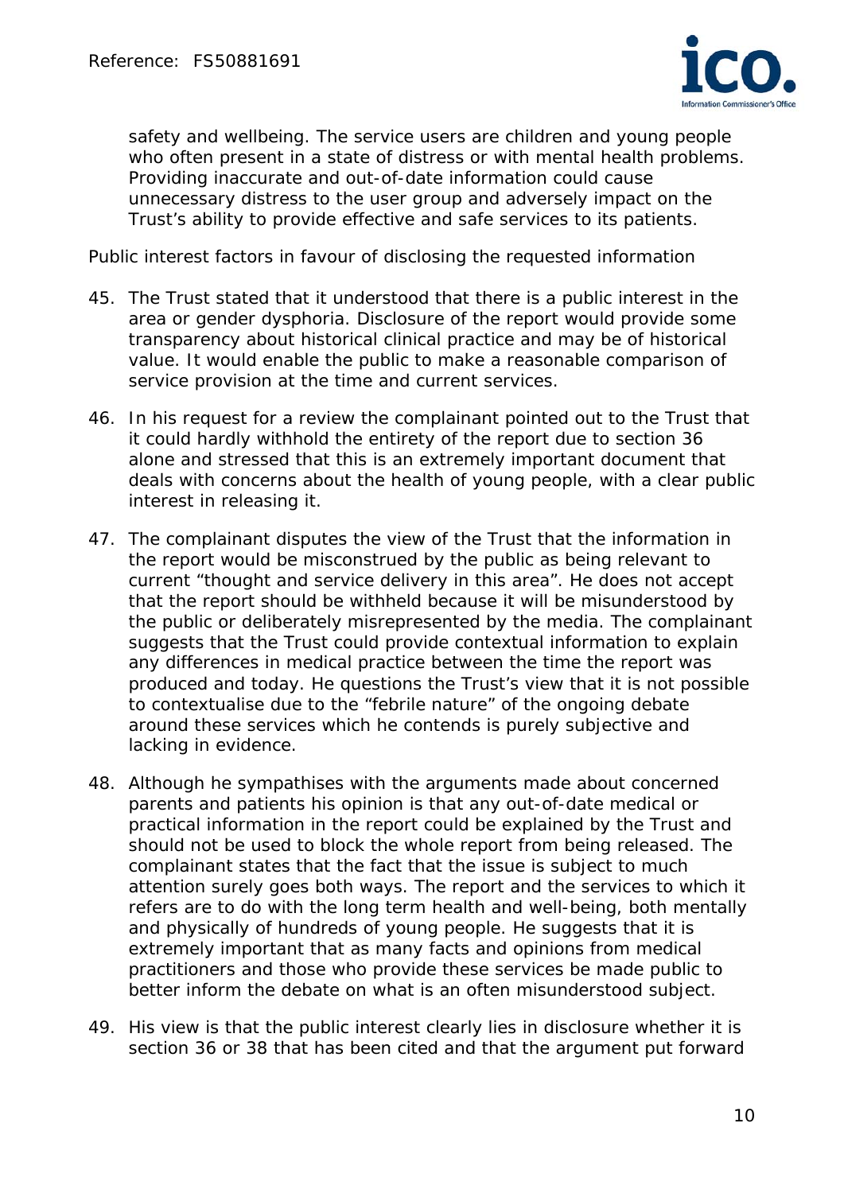safety and wellbeing. The service users are children and young people who often present in a state of distress or with mental health problems. Providing inaccurate and out-of-date information could cause unnecessary distress to the user group and adversely impact on the Trust's ability to provide effective and safe services to its patients.

Public interest factors in favour of disclosing the requested information

45. The Trust stated that it understood that there is a public interest in the area or gender dysphoria. Disclosure of the report would provide some transparency about historical clinical practice and may be of historical value. It would enable the public to make a reasonable comparison of service provision at the time and current services.

46. In his request for a review the complainant pointed out to the Trust that it could hardly withhold the entirety of the report due to section 36 alone and stressed that this is an extremely important document that deals with concerns about the health of young people, with a clear public interest in releasing it.

47. The complainant disputes the view of the Trust that the information in the report would be misconstrued by the public as being relevant to current "thought and service delivery in this area". He does not accept that the report should be withheld because it will be misunderstood by the public or deliberately misrepresented by the media. The complainant suggests that the Trust could provide contextual information to explain any differences in medical practice between the time the report was produced and today. He questions the Trust's view that it is not possible to contextualise due to the "febrile nature" of the ongoing debate around these services which he contends is purely subjective and lacking in evidence.

48. Although he sympathises with the arguments made about concerned parents and patients his opinion is that any out-of-date medical or practical information in the report could be explained by the Trust and should not be used to block the whole report from being released. The complainant states that the fact that the issue is subject to much attention surely goes both ways. The report and the services to which it refers are to do with the long term health and well-being, both mentally and physically of hundreds of young people. He suggests that it is extremely important that as many facts and opinions from medical practitioners and those who provide these services be made public to better inform the debate on what is an often misunderstood subject.

49. His view is that the public interest clearly lies in disclosure whether it is section 36 or 38 that has been cited and that the argument put forward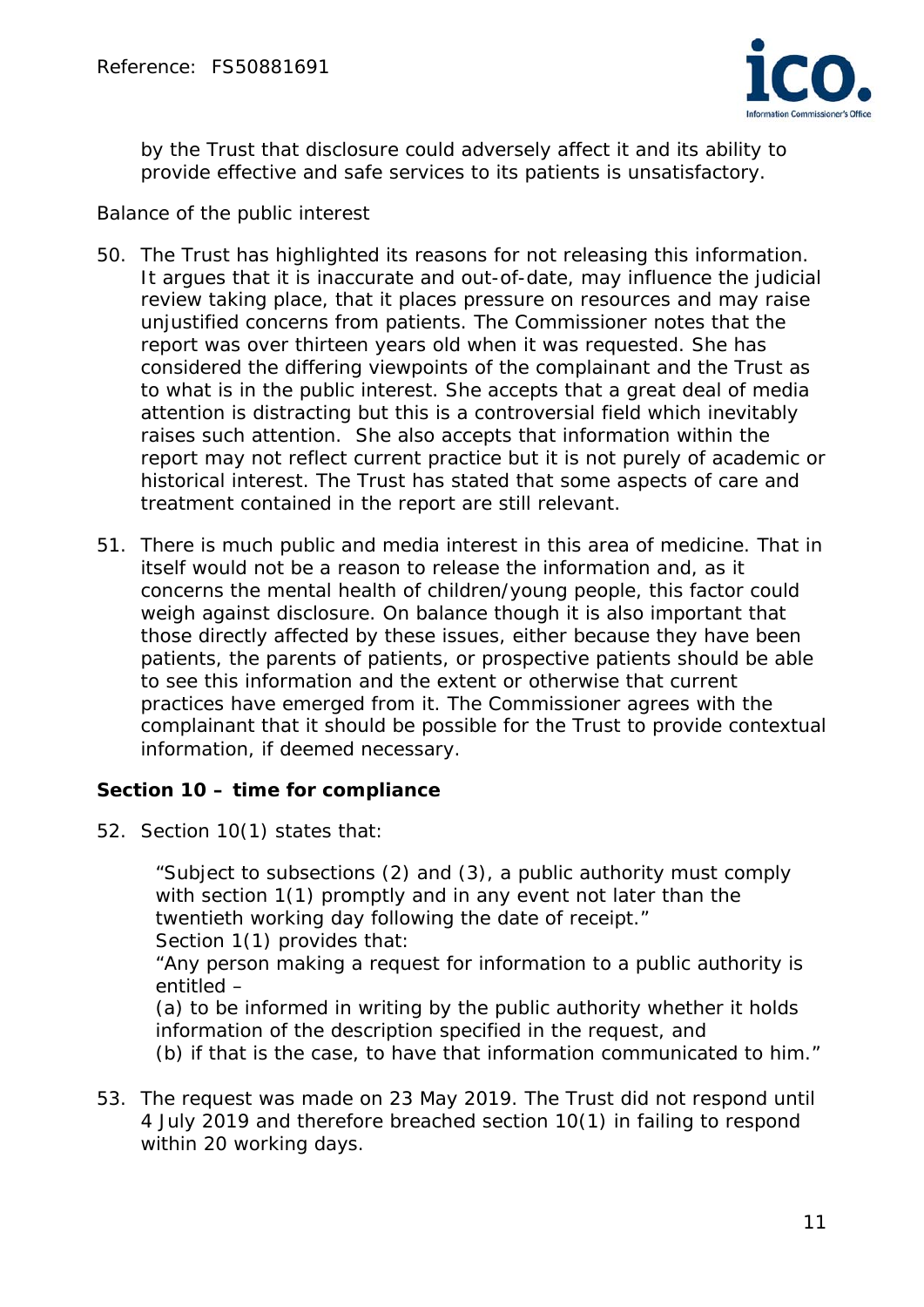by the Trust that disclosure could adversely affect it and its ability to provide effective and safe services to its patients is unsatisfactory.

Balance of the public interest

50. The Trust has highlighted its reasons for not releasing this information. It argues that it is inaccurate and out-of-date, may influence the judicial review taking place, that it places pressure on resources and may raise unjustified concerns from patients. The Commissioner notes that the report was over thirteen years old when it was requested. She has considered the differing viewpoints of the complainant and the Trust as to what is in the public interest. She accepts that a great deal of media attention is distracting but this is a controversial field which inevitably raises such attention. She also accepts that information within the report may not reflect current practice but it is not purely of academic or historical interest. The Trust has stated that some aspects of care and treatment contained in the report are still relevant.

51. There is much public and media interest in this area of medicine. That in itself would not be a reason to release the information and, as it concerns the mental health of children/young people, this factor could weigh against disclosure. On balance though it is also important that those directly affected by these issues, either because they have been patients, the parents of patients, or prospective patients should be able to see this information and the extent or otherwise that current practices have emerged from it. The Commissioner agrees with the complainant that it should be possible for the Trust to provide contextual information, if deemed necessary.

**Section 10 – time for compliance**

52. Section 10(1) states that:

> "Subject to subsections (2) and (3), a public authority must comply with section 1(1) promptly and in any event not later than the twentieth working day following the date of receipt."
> Section 1(1) provides that:
> "Any person making a request for information to a public authority is entitled –
> (a) to be informed in writing by the public authority whether it holds information of the description specified in the request, and
> (b) if that is the case, to have that information communicated to him."

53. The request was made on 23 May 2019. The Trust did not respond until 4 July 2019 and therefore breached section 10(1) in failing to respond within 20 working days.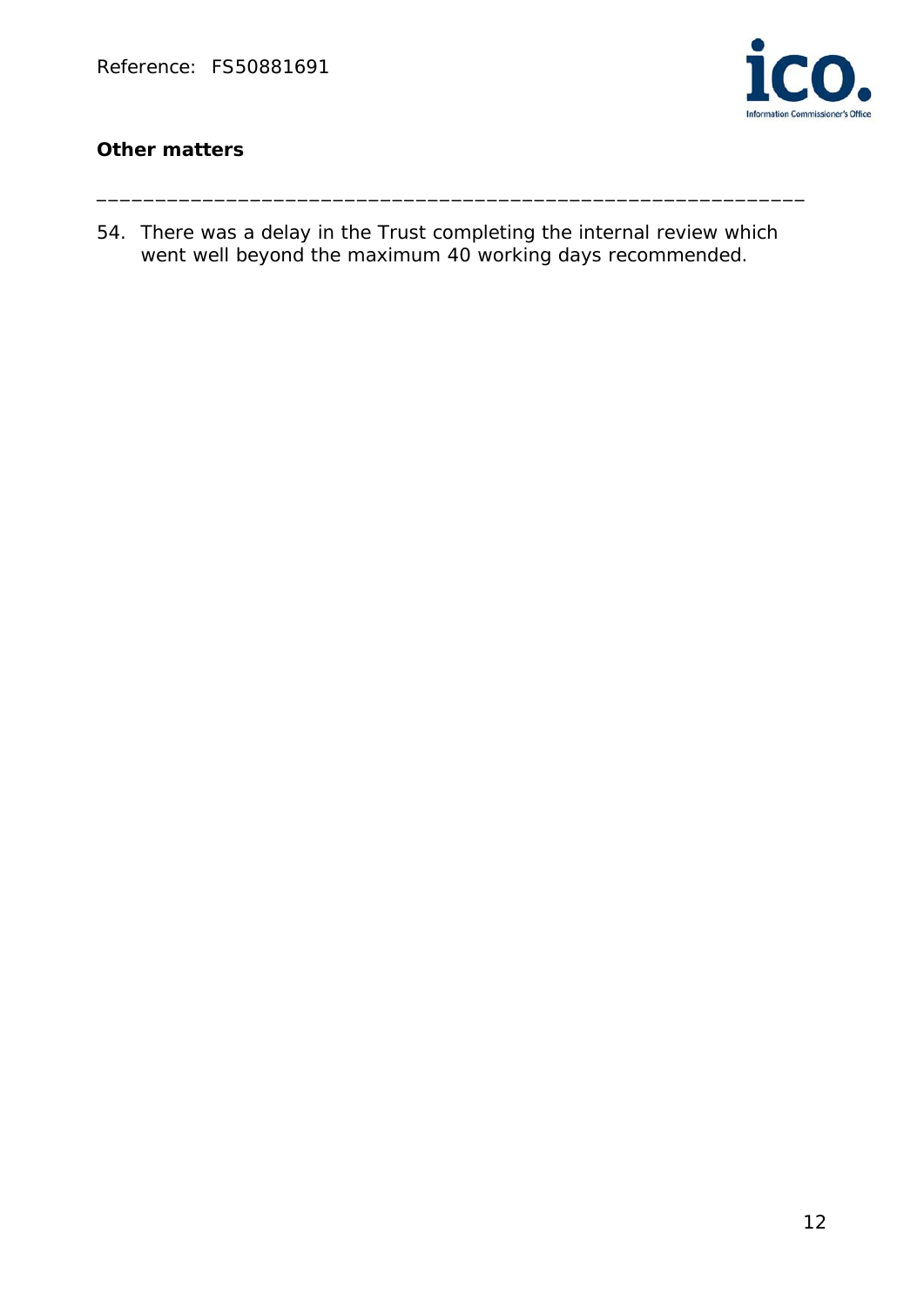## Other matters

54. There was a delay in the Trust completing the internal review which went well beyond the maximum 40 working days recommended.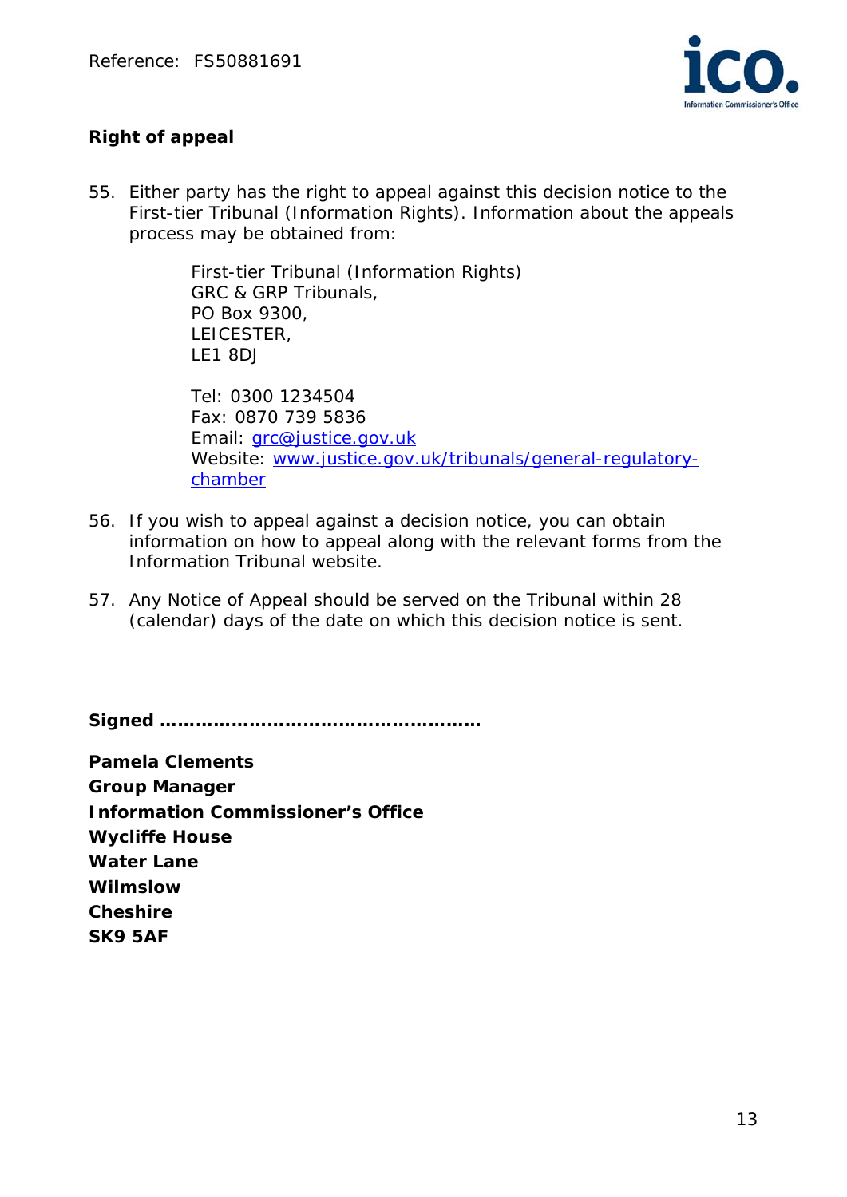## Right of appeal

55. Either party has the right to appeal against this decision notice to the First-tier Tribunal (Information Rights). Information about the appeals process may be obtained from:

    First-tier Tribunal (Information Rights)
    GRC & GRP Tribunals,
    PO Box 9300,
    LEICESTER,
    LE1 8DJ

    Tel: 0300 1234504
    Fax: 0870 739 5836
    Email: grc@justice.gov.uk
    Website: www.justice.gov.uk/tribunals/general-regulatory-chamber

56. If you wish to appeal against a decision notice, you can obtain information on how to appeal along with the relevant forms from the Information Tribunal website.

57. Any Notice of Appeal should be served on the Tribunal within 28 (calendar) days of the date on which this decision notice is sent.

**Signed ………………………………………………**

**Pamela Clements**
**Group Manager**
**Information Commissioner's Office**
**Wycliffe House**
**Water Lane**
**Wilmslow**
**Cheshire**
**SK9 5AF**